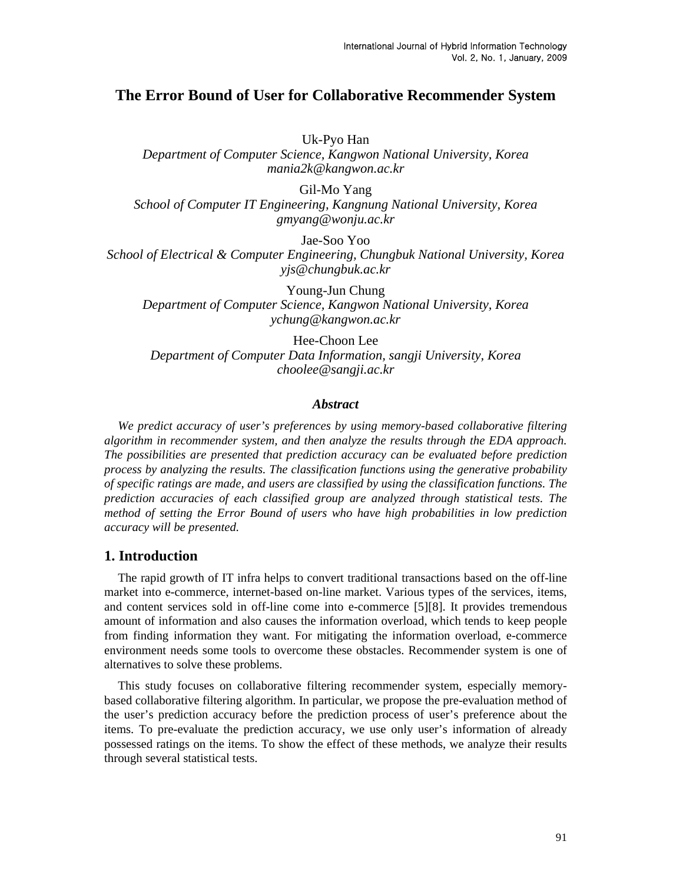# The Error Bound of User for Collaborative Recommender System

Uk-Pyo Han
*Department of Computer Science, Kangwon National University, Korea*
*mania2k@kangwon.ac.kr*

Gil-Mo Yang
*School of Computer IT Engineering, Kangnung National University, Korea*
*gmyang@wonju.ac.kr*

Jae-Soo Yoo
*School of Electrical & Computer Engineering, Chungbuk National University, Korea*
*yjs@chungbuk.ac.kr*

Young-Jun Chung
*Department of Computer Science, Kangwon National University, Korea*
*ychung@kangwon.ac.kr*

Hee-Choon Lee
*Department of Computer Data Information, sangji University, Korea*
*choolee@sangji.ac.kr*

### *Abstract*

*We predict accuracy of user's preferences by using memory-based collaborative filtering algorithm in recommender system, and then analyze the results through the EDA approach. The possibilities are presented that prediction accuracy can be evaluated before prediction process by analyzing the results. The classification functions using the generative probability of specific ratings are made, and users are classified by using the classification functions. The prediction accuracies of each classified group are analyzed through statistical tests. The method of setting the Error Bound of users who have high probabilities in low prediction accuracy will be presented.*

## 1. Introduction

The rapid growth of IT infra helps to convert traditional transactions based on the off-line market into e-commerce, internet-based on-line market. Various types of the services, items, and content services sold in off-line come into e-commerce [5][8]. It provides tremendous amount of information and also causes the information overload, which tends to keep people from finding information they want. For mitigating the information overload, e-commerce environment needs some tools to overcome these obstacles. Recommender system is one of alternatives to solve these problems.

This study focuses on collaborative filtering recommender system, especially memory-based collaborative filtering algorithm. In particular, we propose the pre-evaluation method of the user's prediction accuracy before the prediction process of user's preference about the items. To pre-evaluate the prediction accuracy, we use only user's information of already possessed ratings on the items. To show the effect of these methods, we analyze their results through several statistical tests.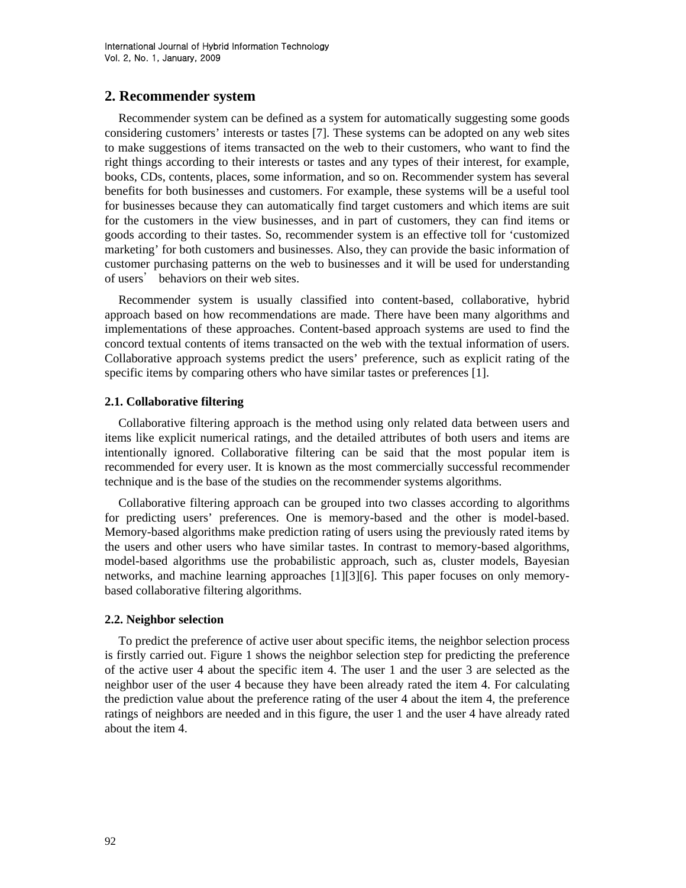## 2. Recommender system

Recommender system can be defined as a system for automatically suggesting some goods considering customers' interests or tastes [7]. These systems can be adopted on any web sites to make suggestions of items transacted on the web to their customers, who want to find the right things according to their interests or tastes and any types of their interest, for example, books, CDs, contents, places, some information, and so on. Recommender system has several benefits for both businesses and customers. For example, these systems will be a useful tool for businesses because they can automatically find target customers and which items are suit for the customers in the view businesses, and in part of customers, they can find items or goods according to their tastes. So, recommender system is an effective toll for 'customized marketing' for both customers and businesses. Also, they can provide the basic information of customer purchasing patterns on the web to businesses and it will be used for understanding of users' behaviors on their web sites.

Recommender system is usually classified into content-based, collaborative, hybrid approach based on how recommendations are made. There have been many algorithms and implementations of these approaches. Content-based approach systems are used to find the concord textual contents of items transacted on the web with the textual information of users. Collaborative approach systems predict the users' preference, such as explicit rating of the specific items by comparing others who have similar tastes or preferences [1].

### 2.1. Collaborative filtering

Collaborative filtering approach is the method using only related data between users and items like explicit numerical ratings, and the detailed attributes of both users and items are intentionally ignored. Collaborative filtering can be said that the most popular item is recommended for every user. It is known as the most commercially successful recommender technique and is the base of the studies on the recommender systems algorithms.

Collaborative filtering approach can be grouped into two classes according to algorithms for predicting users' preferences. One is memory-based and the other is model-based. Memory-based algorithms make prediction rating of users using the previously rated items by the users and other users who have similar tastes. In contrast to memory-based algorithms, model-based algorithms use the probabilistic approach, such as, cluster models, Bayesian networks, and machine learning approaches [1][3][6]. This paper focuses on only memory-based collaborative filtering algorithms.

### 2.2. Neighbor selection

To predict the preference of active user about specific items, the neighbor selection process is firstly carried out. Figure 1 shows the neighbor selection step for predicting the preference of the active user 4 about the specific item 4. The user 1 and the user 3 are selected as the neighbor user of the user 4 because they have been already rated the item 4. For calculating the prediction value about the preference rating of the user 4 about the item 4, the preference ratings of neighbors are needed and in this figure, the user 1 and the user 4 have already rated about the item 4.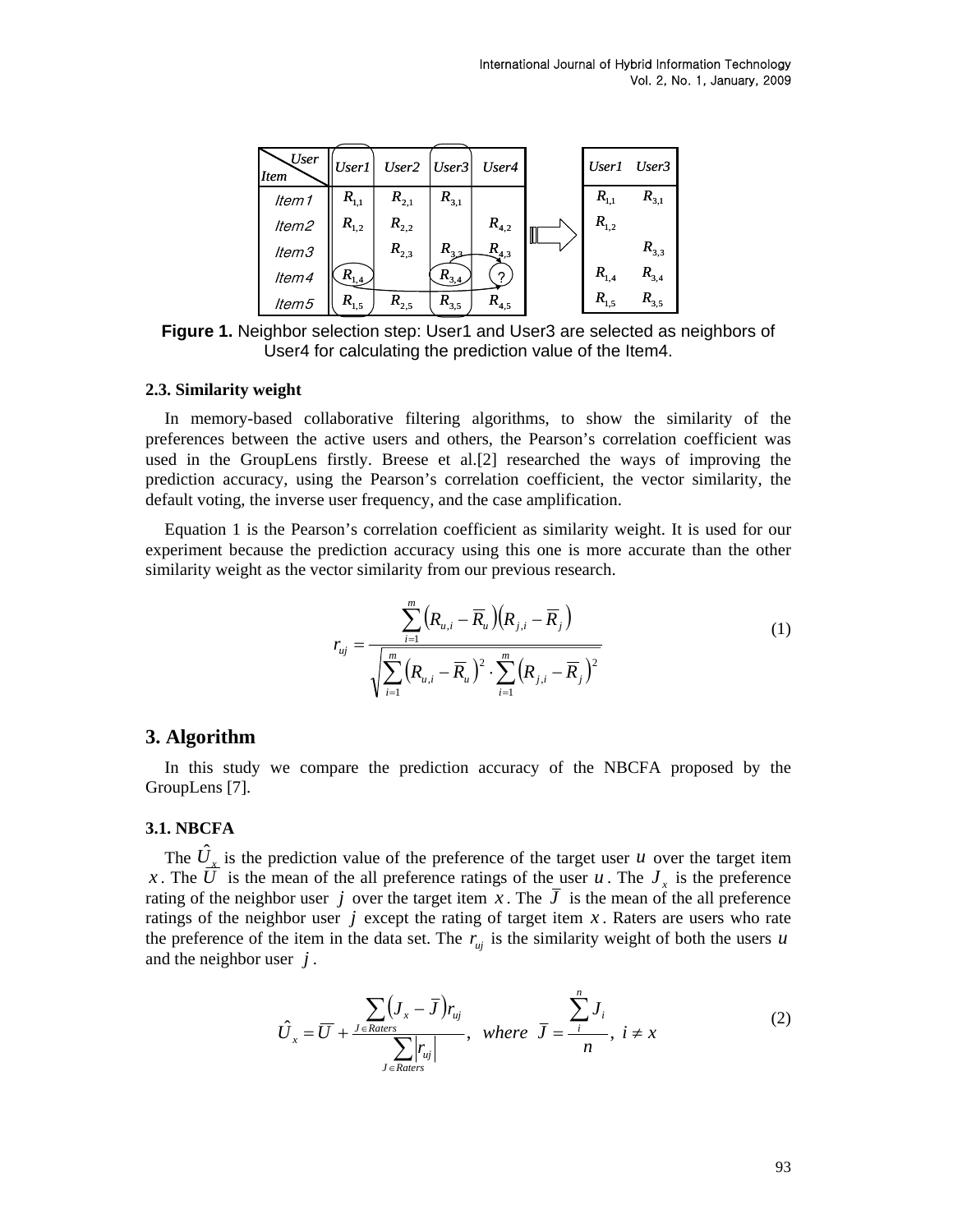| User / Item | User1 | User2 | User3 | User4 |
|---|---|---|---|---|
| Item1 | $R_{1,1}$ | $R_{2,1}$ | $R_{3,1}$ | |
| Item2 | $R_{1,2}$ | $R_{2,2}$ | | $R_{4,2}$ |
| Item3 | | $R_{2,3}$ | $R_{3,3}$ | $R_{4,3}$ |
| Item4 | $R_{1,4}$ | | $R_{3,4}$ | ? |
| Item5 | $R_{1,5}$ | $R_{2,5}$ | $R_{3,5}$ | $R_{4,5}$ |

| User1 | User3 |
|---|---|
| $R_{1,1}$ | $R_{3,1}$ |
| $R_{1,2}$ | |
| | $R_{3,3}$ |
| $R_{1,4}$ | $R_{3,4}$ |
| $R_{1,5}$ | $R_{3,5}$ |

**Figure 1.** Neighbor selection step: User1 and User3 are selected as neighbors of User4 for calculating the prediction value of the Item4.

### 2.3. Similarity weight

In memory-based collaborative filtering algorithms, to show the similarity of the preferences between the active users and others, the Pearson's correlation coefficient was used in the GroupLens firstly. Breese et al.[2] researched the ways of improving the prediction accuracy, using the Pearson's correlation coefficient, the vector similarity, the default voting, the inverse user frequency, and the case amplification.

Equation 1 is the Pearson's correlation coefficient as similarity weight. It is used for our experiment because the prediction accuracy using this one is more accurate than the other similarity weight as the vector similarity from our previous research.

$$r_{uj} = \frac{\sum_{i=1}^{m}\left(R_{u,i} - \overline{R}_u\right)\left(R_{j,i} - \overline{R}_j\right)}{\sqrt{\sum_{i=1}^{m}\left(R_{u,i} - \overline{R}_u\right)^2 \cdot \sum_{i=1}^{m}\left(R_{j,i} - \overline{R}_j\right)^2}} \tag{1}$$

## 3. Algorithm

In this study we compare the prediction accuracy of the NBCFA proposed by the GroupLens [7].

### 3.1. NBCFA

The $\hat{U}_x$ is the prediction value of the preference of the target user $u$ over the target item $x$. The $\overline{U}$ is the mean of the all preference ratings of the user $u$. The $J_x$ is the preference rating of the neighbor user $j$ over the target item $x$. The $\overline{J}$ is the mean of the all preference ratings of the neighbor user $j$ except the rating of target item $x$. Raters are users who rate the preference of the item in the data set. The $r_{uj}$ is the similarity weight of both the users $u$ and the neighbor user $j$.

$$\hat{U}_x = \overline{U} + \frac{\sum_{J \in Raters}\left(J_x - \overline{J}\right)r_{uj}}{\sum_{J \in Raters}\left|r_{uj}\right|}, \ \ where \ \ \overline{J} = \frac{\sum_{i}^{n} J_i}{n}, \ i \neq x \tag{2}$$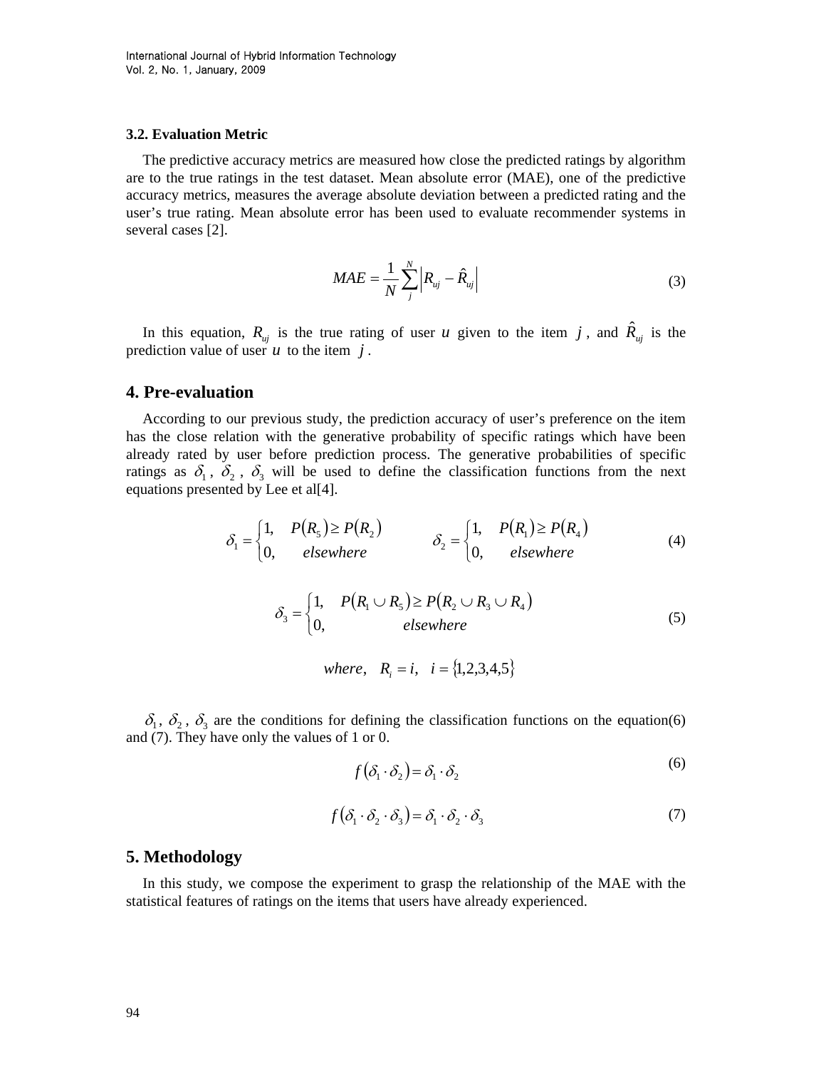### 3.2. Evaluation Metric

The predictive accuracy metrics are measured how close the predicted ratings by algorithm are to the true ratings in the test dataset. Mean absolute error (MAE), one of the predictive accuracy metrics, measures the average absolute deviation between a predicted rating and the user's true rating. Mean absolute error has been used to evaluate recommender systems in several cases [2].

$$MAE = \frac{1}{N}\sum_{j}^{N}\left|R_{uj} - \hat{R}_{uj}\right| \tag{3}$$

In this equation, $R_{uj}$ is the true rating of user $u$ given to the item $j$, and $\hat{R}_{uj}$ is the prediction value of user $u$ to the item $j$.

## 4. Pre-evaluation

According to our previous study, the prediction accuracy of user's preference on the item has the close relation with the generative probability of specific ratings which have been already rated by user before prediction process. The generative probabilities of specific ratings as $\delta_1$, $\delta_2$, $\delta_3$ will be used to define the classification functions from the next equations presented by Lee et al[4].

$$\delta_1 = \begin{cases} 1, & P(R_5) \geq P(R_2) \\ 0, & elsewhere \end{cases} \qquad \delta_2 = \begin{cases} 1, & P(R_1) \geq P(R_4) \\ 0, & elsewhere \end{cases} \tag{4}$$

$$\delta_3 = \begin{cases} 1, & P(R_1 \cup R_5) \geq P(R_2 \cup R_3 \cup R_4) \\ 0, & elsewhere \end{cases} \tag{5}$$

$$where, \quad R_i = i, \quad i = \{1,2,3,4,5\}$$

$\delta_1$, $\delta_2$, $\delta_3$ are the conditions for defining the classification functions on the equation(6) and (7). They have only the values of 1 or 0.

$$f(\delta_1 \cdot \delta_2) = \delta_1 \cdot \delta_2 \tag{6}$$

$$f(\delta_1 \cdot \delta_2 \cdot \delta_3) = \delta_1 \cdot \delta_2 \cdot \delta_3 \tag{7}$$

## 5. Methodology

In this study, we compose the experiment to grasp the relationship of the MAE with the statistical features of ratings on the items that users have already experienced.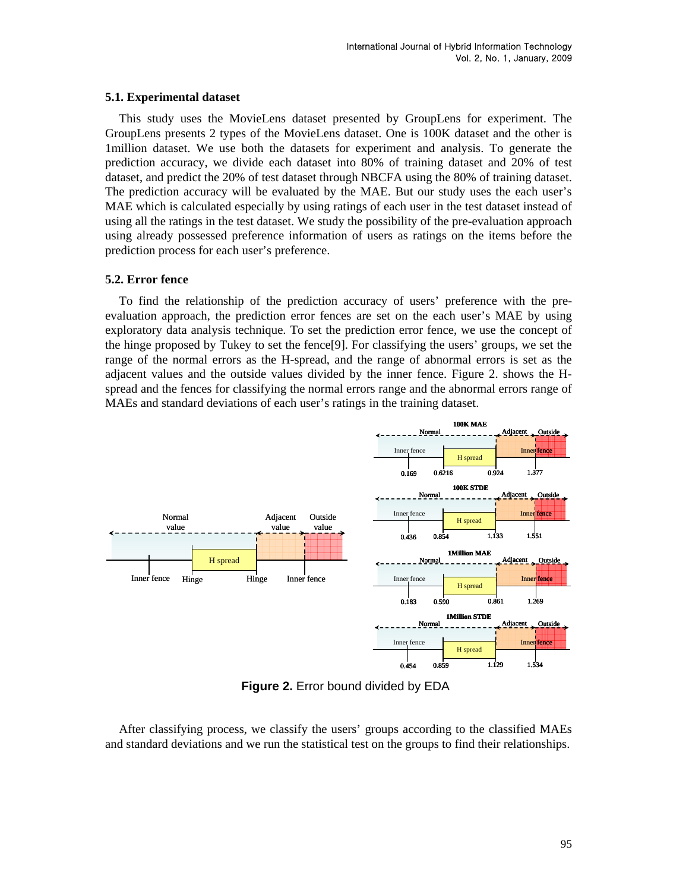### 5.1. Experimental dataset

This study uses the MovieLens dataset presented by GroupLens for experiment. The GroupLens presents 2 types of the MovieLens dataset. One is 100K dataset and the other is 1million dataset. We use both the datasets for experiment and analysis. To generate the prediction accuracy, we divide each dataset into 80% of training dataset and 20% of test dataset, and predict the 20% of test dataset through NBCFA using the 80% of training dataset. The prediction accuracy will be evaluated by the MAE. But our study uses the each user's MAE which is calculated especially by using ratings of each user in the test dataset instead of using all the ratings in the test dataset. We study the possibility of the pre-evaluation approach using already possessed preference information of users as ratings on the items before the prediction process for each user's preference.

### 5.2. Error fence

To find the relationship of the prediction accuracy of users' preference with the pre-evaluation approach, the prediction error fences are set on the each user's MAE by using exploratory data analysis technique. To set the prediction error fence, we use the concept of the hinge proposed by Tukey to set the fence[9]. For classifying the users' groups, we set the range of the normal errors as the H-spread, and the range of abnormal errors is set as the adjacent values and the outside values divided by the inner fence. Figure 2. shows the H-spread and the fences for classifying the normal errors range and the abnormal errors range of MAEs and standard deviations of each user's ratings in the training dataset.

Figure 2. Error bound divided by EDA

After classifying process, we classify the users' groups according to the classified MAEs and standard deviations and we run the statistical test on the groups to find their relationships.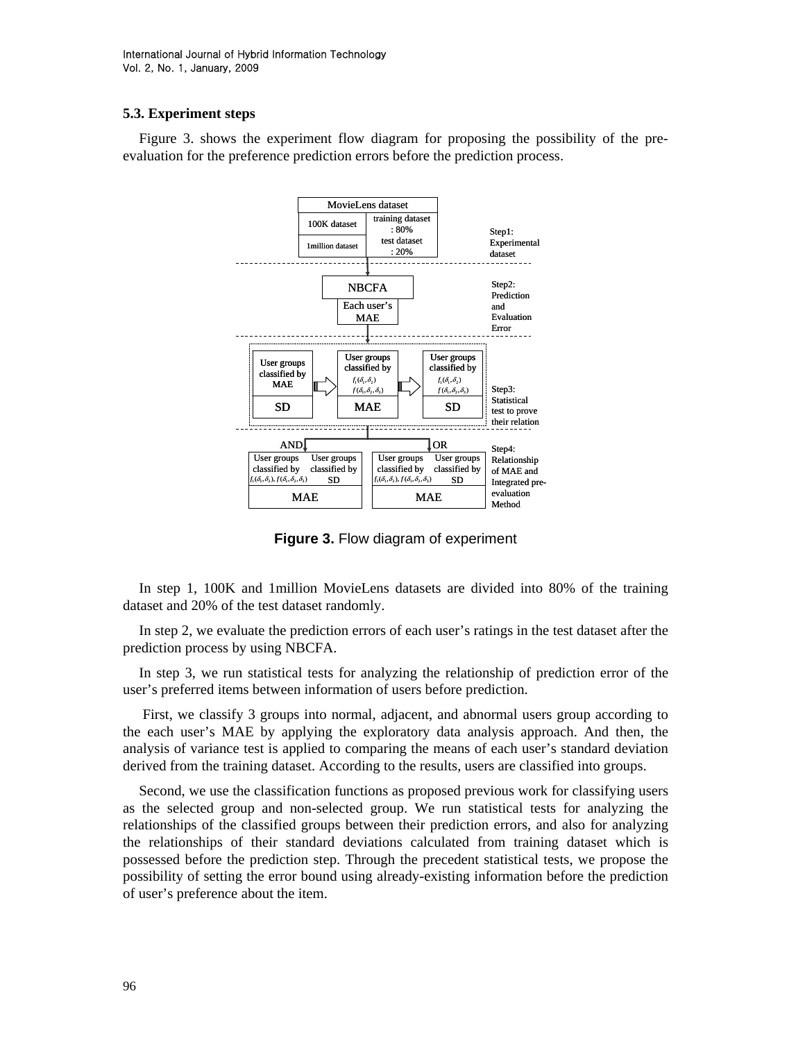### 5.3. Experiment steps

Figure 3. shows the experiment flow diagram for proposing the possibility of the pre-evaluation for the preference prediction errors before the prediction process.

**Figure 3.** Flow diagram of experiment

In step 1, 100K and 1million MovieLens datasets are divided into 80% of the training dataset and 20% of the test dataset randomly.

In step 2, we evaluate the prediction errors of each user's ratings in the test dataset after the prediction process by using NBCFA.

In step 3, we run statistical tests for analyzing the relationship of prediction error of the user's preferred items between information of users before prediction.

First, we classify 3 groups into normal, adjacent, and abnormal users group according to the each user's MAE by applying the exploratory data analysis approach. And then, the analysis of variance test is applied to comparing the means of each user's standard deviation derived from the training dataset. According to the results, users are classified into groups.

Second, we use the classification functions as proposed previous work for classifying users as the selected group and non-selected group. We run statistical tests for analyzing the relationships of the classified groups between their prediction errors, and also for analyzing the relationships of their standard deviations calculated from training dataset which is possessed before the prediction step. Through the precedent statistical tests, we propose the possibility of setting the error bound using already-existing information before the prediction of user's preference about the item.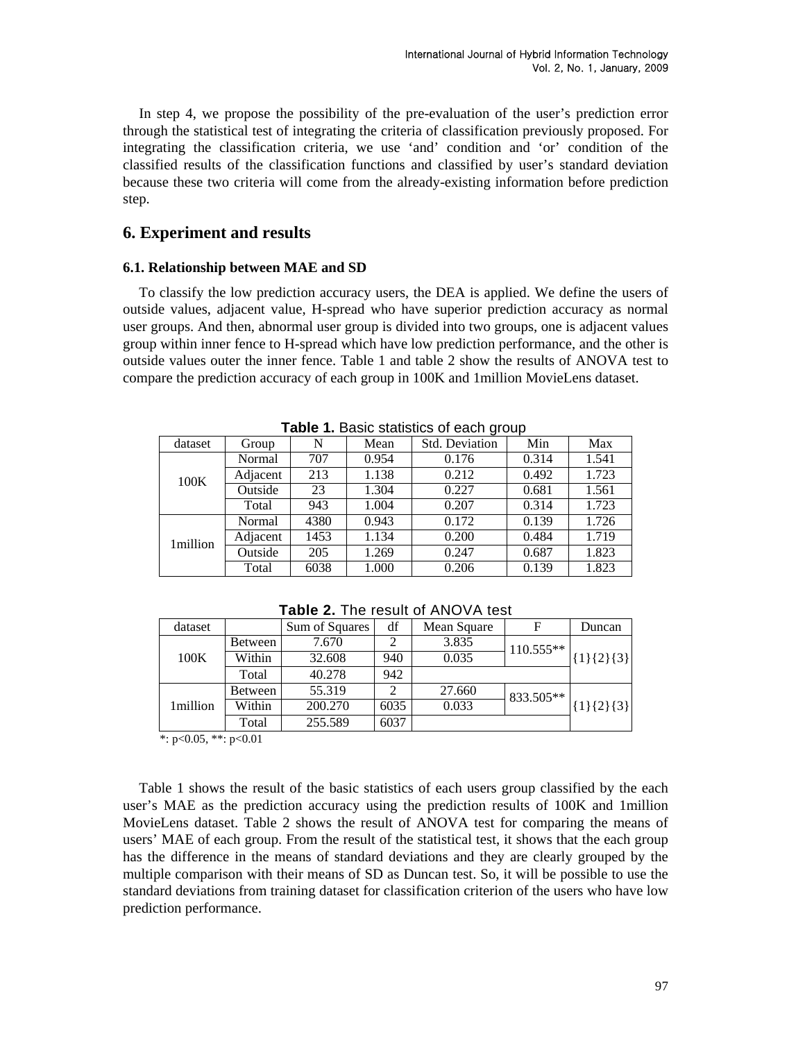In step 4, we propose the possibility of the pre-evaluation of the user's prediction error through the statistical test of integrating the criteria of classification previously proposed. For integrating the classification criteria, we use 'and' condition and 'or' condition of the classified results of the classification functions and classified by user's standard deviation because these two criteria will come from the already-existing information before prediction step.

## 6. Experiment and results

### 6.1. Relationship between MAE and SD

To classify the low prediction accuracy users, the DEA is applied. We define the users of outside values, adjacent value, H-spread who have superior prediction accuracy as normal user groups. And then, abnormal user group is divided into two groups, one is adjacent values group within inner fence to H-spread which have low prediction performance, and the other is outside values outer the inner fence. Table 1 and table 2 show the results of ANOVA test to compare the prediction accuracy of each group in 100K and 1million MovieLens dataset.

**Table 1.** Basic statistics of each group

| dataset | Group | N | Mean | Std. Deviation | Min | Max |
|---|---|---|---|---|---|---|
| 100K | Normal | 707 | 0.954 | 0.176 | 0.314 | 1.541 |
| | Adjacent | 213 | 1.138 | 0.212 | 0.492 | 1.723 |
| | Outside | 23 | 1.304 | 0.227 | 0.681 | 1.561 |
| | Total | 943 | 1.004 | 0.207 | 0.314 | 1.723 |
| 1million | Normal | 4380 | 0.943 | 0.172 | 0.139 | 1.726 |
| | Adjacent | 1453 | 1.134 | 0.200 | 0.484 | 1.719 |
| | Outside | 205 | 1.269 | 0.247 | 0.687 | 1.823 |
| | Total | 6038 | 1.000 | 0.206 | 0.139 | 1.823 |

**Table 2.** The result of ANOVA test

| dataset | | Sum of Squares | df | Mean Square | F | Duncan |
|---|---|---|---|---|---|---|
| 100K | Between | 7.670 | 2 | 3.835 | 110.555** | {1}{2}{3} |
| | Within | 32.608 | 940 | 0.035 | | |
| | Total | 40.278 | 942 | | | |
| 1million | Between | 55.319 | 2 | 27.660 | 833.505** | {1}{2}{3} |
| | Within | 200.270 | 6035 | 0.033 | | |
| | Total | 255.589 | 6037 | | | |

*: $p<0.05$, **: $p<0.01$

Table 1 shows the result of the basic statistics of each users group classified by the each user's MAE as the prediction accuracy using the prediction results of 100K and 1million MovieLens dataset. Table 2 shows the result of ANOVA test for comparing the means of users' MAE of each group. From the result of the statistical test, it shows that the each group has the difference in the means of standard deviations and they are clearly grouped by the multiple comparison with their means of SD as Duncan test. So, it will be possible to use the standard deviations from training dataset for classification criterion of the users who have low prediction performance.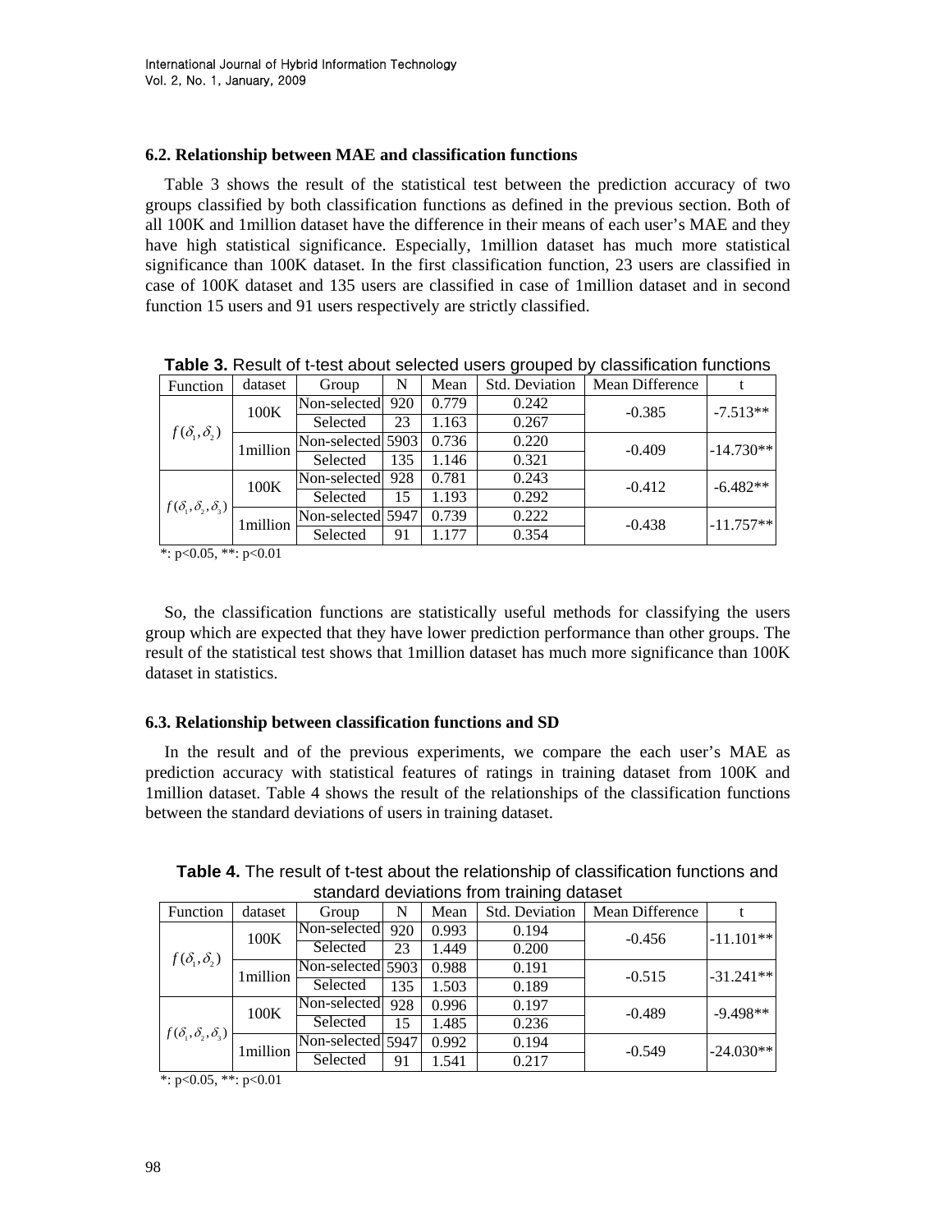### 6.2. Relationship between MAE and classification functions

Table 3 shows the result of the statistical test between the prediction accuracy of two groups classified by both classification functions as defined in the previous section. Both of all 100K and 1million dataset have the difference in their means of each user's MAE and they have high statistical significance. Especially, 1million dataset has much more statistical significance than 100K dataset. In the first classification function, 23 users are classified in case of 100K dataset and 135 users are classified in case of 1million dataset and in second function 15 users and 91 users respectively are strictly classified.

**Table 3.** Result of t-test about selected users grouped by classification functions

| Function | dataset | Group | N | Mean | Std. Deviation | Mean Difference | t |
|---|---|---|---|---|---|---|---|
| $f(\delta_1, \delta_2)$ | 100K | Non-selected | 920 | 0.779 | 0.242 | -0.385 | -7.513** |
| | | Selected | 23 | 1.163 | 0.267 | | |
| | 1million | Non-selected | 5903 | 0.736 | 0.220 | -0.409 | -14.730** |
| | | Selected | 135 | 1.146 | 0.321 | | |
| $f(\delta_1, \delta_2, \delta_3)$ | 100K | Non-selected | 928 | 0.781 | 0.243 | -0.412 | -6.482** |
| | | Selected | 15 | 1.193 | 0.292 | | |
| | 1million | Non-selected | 5947 | 0.739 | 0.222 | -0.438 | -11.757** |
| | | Selected | 91 | 1.177 | 0.354 | | |

*: $p<0.05$, **: $p<0.01$

So, the classification functions are statistically useful methods for classifying the users group which are expected that they have lower prediction performance than other groups. The result of the statistical test shows that 1million dataset has much more significance than 100K dataset in statistics.

### 6.3. Relationship between classification functions and SD

In the result and of the previous experiments, we compare the each user's MAE as prediction accuracy with statistical features of ratings in training dataset from 100K and 1million dataset. Table 4 shows the result of the relationships of the classification functions between the standard deviations of users in training dataset.

**Table 4.** The result of t-test about the relationship of classification functions and standard deviations from training dataset

| Function | dataset | Group | N | Mean | Std. Deviation | Mean Difference | t |
|---|---|---|---|---|---|---|---|
| $f(\delta_1, \delta_2)$ | 100K | Non-selected | 920 | 0.993 | 0.194 | -0.456 | -11.101** |
| | | Selected | 23 | 1.449 | 0.200 | | |
| | 1million | Non-selected | 5903 | 0.988 | 0.191 | -0.515 | -31.241** |
| | | Selected | 135 | 1.503 | 0.189 | | |
| $f(\delta_1, \delta_2, \delta_3)$ | 100K | Non-selected | 928 | 0.996 | 0.197 | -0.489 | -9.498** |
| | | Selected | 15 | 1.485 | 0.236 | | |
| | 1million | Non-selected | 5947 | 0.992 | 0.194 | -0.549 | -24.030** |
| | | Selected | 91 | 1.541 | 0.217 | | |

*: $p<0.05$, **: $p<0.01$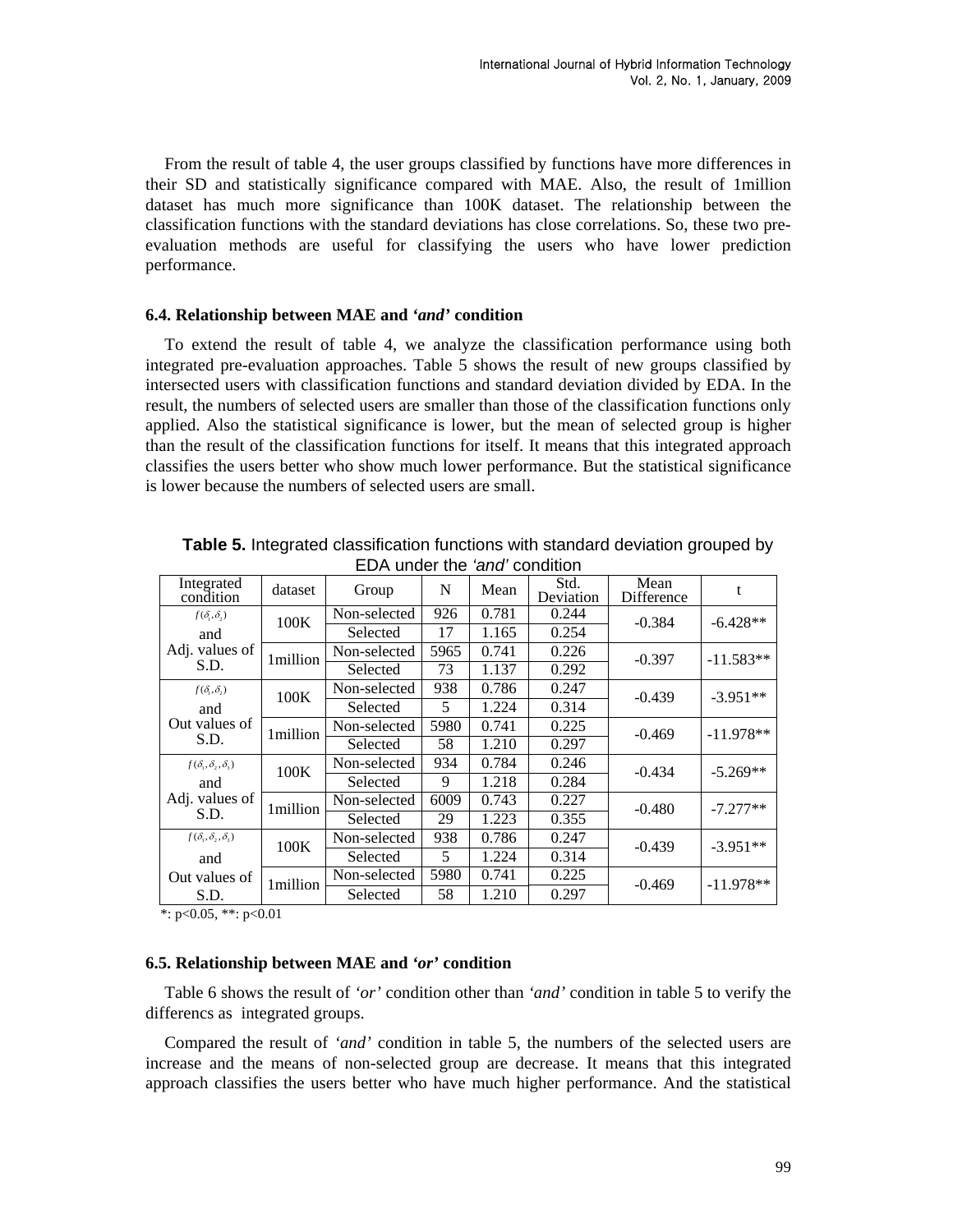From the result of table 4, the user groups classified by functions have more differences in their SD and statistically significance compared with MAE. Also, the result of 1million dataset has much more significance than 100K dataset. The relationship between the classification functions with the standard deviations has close correlations. So, these two pre-evaluation methods are useful for classifying the users who have lower prediction performance.

### 6.4. Relationship between MAE and *'and'* condition

To extend the result of table 4, we analyze the classification performance using both integrated pre-evaluation approaches. Table 5 shows the result of new groups classified by intersected users with classification functions and standard deviation divided by EDA. In the result, the numbers of selected users are smaller than those of the classification functions only applied. Also the statistical significance is lower, but the mean of selected group is higher than the result of the classification functions for itself. It means that this integrated approach classifies the users better who show much lower performance. But the statistical significance is lower because the numbers of selected users are small.

**Table 5.** Integrated classification functions with standard deviation grouped by EDA under the *'and'* condition

| Integrated condition | dataset | Group | N | Mean | Std. Deviation | Mean Difference | t |
|---|---|---|---|---|---|---|---|
| $f(\delta_1, \delta_2)$ and Adj. values of S.D. | 100K | Non-selected | 926 | 0.781 | 0.244 | -0.384 | -6.428** |
| | | Selected | 17 | 1.165 | 0.254 | | |
| | 1million | Non-selected | 5965 | 0.741 | 0.226 | -0.397 | -11.583** |
| | | Selected | 73 | 1.137 | 0.292 | | |
| $f(\delta_1, \delta_2)$ and Out values of S.D. | 100K | Non-selected | 938 | 0.786 | 0.247 | -0.439 | -3.951** |
| | | Selected | 5 | 1.224 | 0.314 | | |
| | 1million | Non-selected | 5980 | 0.741 | 0.225 | -0.469 | -11.978** |
| | | Selected | 58 | 1.210 | 0.297 | | |
| $f(\delta_1, \delta_2, \delta_3)$ and Adj. values of S.D. | 100K | Non-selected | 934 | 0.784 | 0.246 | -0.434 | -5.269** |
| | | Selected | 9 | 1.218 | 0.284 | | |
| | 1million | Non-selected | 6009 | 0.743 | 0.227 | -0.480 | -7.277** |
| | | Selected | 29 | 1.223 | 0.355 | | |
| $f(\delta_1, \delta_2, \delta_3)$ and Out values of S.D. | 100K | Non-selected | 938 | 0.786 | 0.247 | -0.439 | -3.951** |
| | | Selected | 5 | 1.224 | 0.314 | | |
| | 1million | Non-selected | 5980 | 0.741 | 0.225 | -0.469 | -11.978** |
| | | Selected | 58 | 1.210 | 0.297 | | |

*: $p<0.05$, **: $p<0.01$

### 6.5. Relationship between MAE and *'or'* condition

Table 6 shows the result of *'or'* condition other than *'and'* condition in table 5 to verify the differencs as integrated groups.

Compared the result of *'and'* condition in table 5, the numbers of the selected users are increase and the means of non-selected group are decrease. It means that this integrated approach classifies the users better who have much higher performance. And the statistical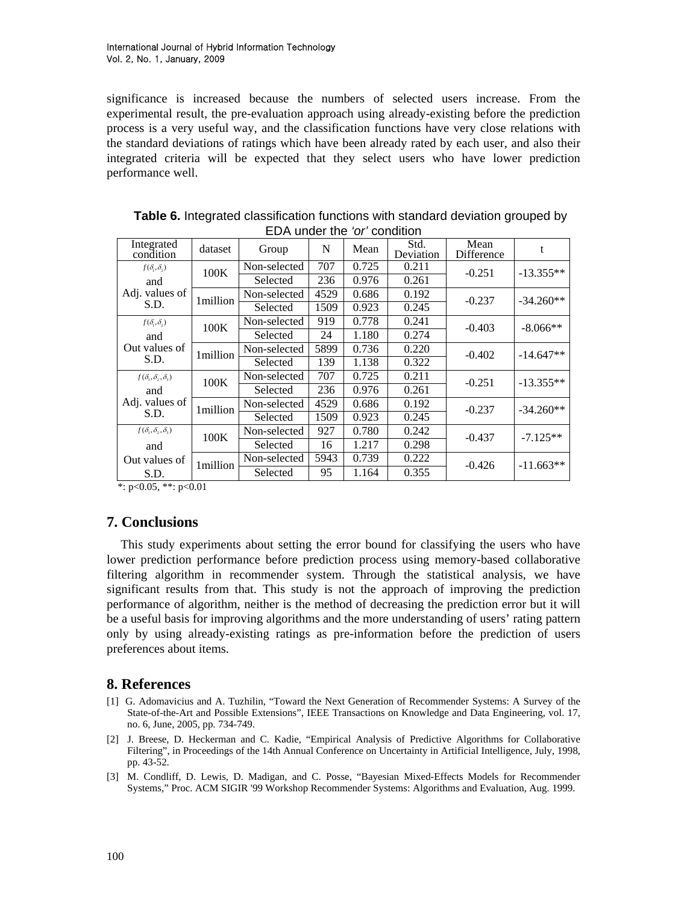significance is increased because the numbers of selected users increase. From the experimental result, the pre-evaluation approach using already-existing before the prediction process is a very useful way, and the classification functions have very close relations with the standard deviations of ratings which have been already rated by each user, and also their integrated criteria will be expected that they select users who have lower prediction performance well.

**Table 6.** Integrated classification functions with standard deviation grouped by EDA under the *'or'* condition

| Integrated condition | dataset | Group | N | Mean | Std. Deviation | Mean Difference | t |
|---|---|---|---|---|---|---|---|
| $f(\delta_1, \delta_2)$ and Adj. values of S.D. | 100K | Non-selected | 707 | 0.725 | 0.211 | -0.251 | -13.355** |
| | | Selected | 236 | 0.976 | 0.261 | | |
| | 1million | Non-selected | 4529 | 0.686 | 0.192 | -0.237 | -34.260** |
| | | Selected | 1509 | 0.923 | 0.245 | | |
| $f(\delta_1, \delta_2)$ and Out values of S.D. | 100K | Non-selected | 919 | 0.778 | 0.241 | -0.403 | -8.066** |
| | | Selected | 24 | 1.180 | 0.274 | | |
| | 1million | Non-selected | 5899 | 0.736 | 0.220 | -0.402 | -14.647** |
| | | Selected | 139 | 1.138 | 0.322 | | |
| $f(\delta_1, \delta_2, \delta_3)$ and Adj. values of S.D. | 100K | Non-selected | 707 | 0.725 | 0.211 | -0.251 | -13.355** |
| | | Selected | 236 | 0.976 | 0.261 | | |
| | 1million | Non-selected | 4529 | 0.686 | 0.192 | -0.237 | -34.260** |
| | | Selected | 1509 | 0.923 | 0.245 | | |
| $f(\delta_1, \delta_2, \delta_3)$ and Out values of S.D. | 100K | Non-selected | 927 | 0.780 | 0.242 | -0.437 | -7.125** |
| | | Selected | 16 | 1.217 | 0.298 | | |
| | 1million | Non-selected | 5943 | 0.739 | 0.222 | -0.426 | -11.663** |
| | | Selected | 95 | 1.164 | 0.355 | | |

*: $p<0.05$, **: $p<0.01$

## 7. Conclusions

This study experiments about setting the error bound for classifying the users who have lower prediction performance before prediction process using memory-based collaborative filtering algorithm in recommender system. Through the statistical analysis, we have significant results from that. This study is not the approach of improving the prediction performance of algorithm, neither is the method of decreasing the prediction error but it will be a useful basis for improving algorithms and the more understanding of users' rating pattern only by using already-existing ratings as pre-information before the prediction of users preferences about items.

## 8. References

[1] G. Adomavicius and A. Tuzhilin, "Toward the Next Generation of Recommender Systems: A Survey of the State-of-the-Art and Possible Extensions", IEEE Transactions on Knowledge and Data Engineering, vol. 17, no. 6, June, 2005, pp. 734-749.

[2] J. Breese, D. Heckerman and C. Kadie, "Empirical Analysis of Predictive Algorithms for Collaborative Filtering", in Proceedings of the 14th Annual Conference on Uncertainty in Artificial Intelligence, July, 1998, pp. 43-52.

[3] M. Condliff, D. Lewis, D. Madigan, and C. Posse, "Bayesian Mixed-Effects Models for Recommender Systems," Proc. ACM SIGIR '99 Workshop Recommender Systems: Algorithms and Evaluation, Aug. 1999.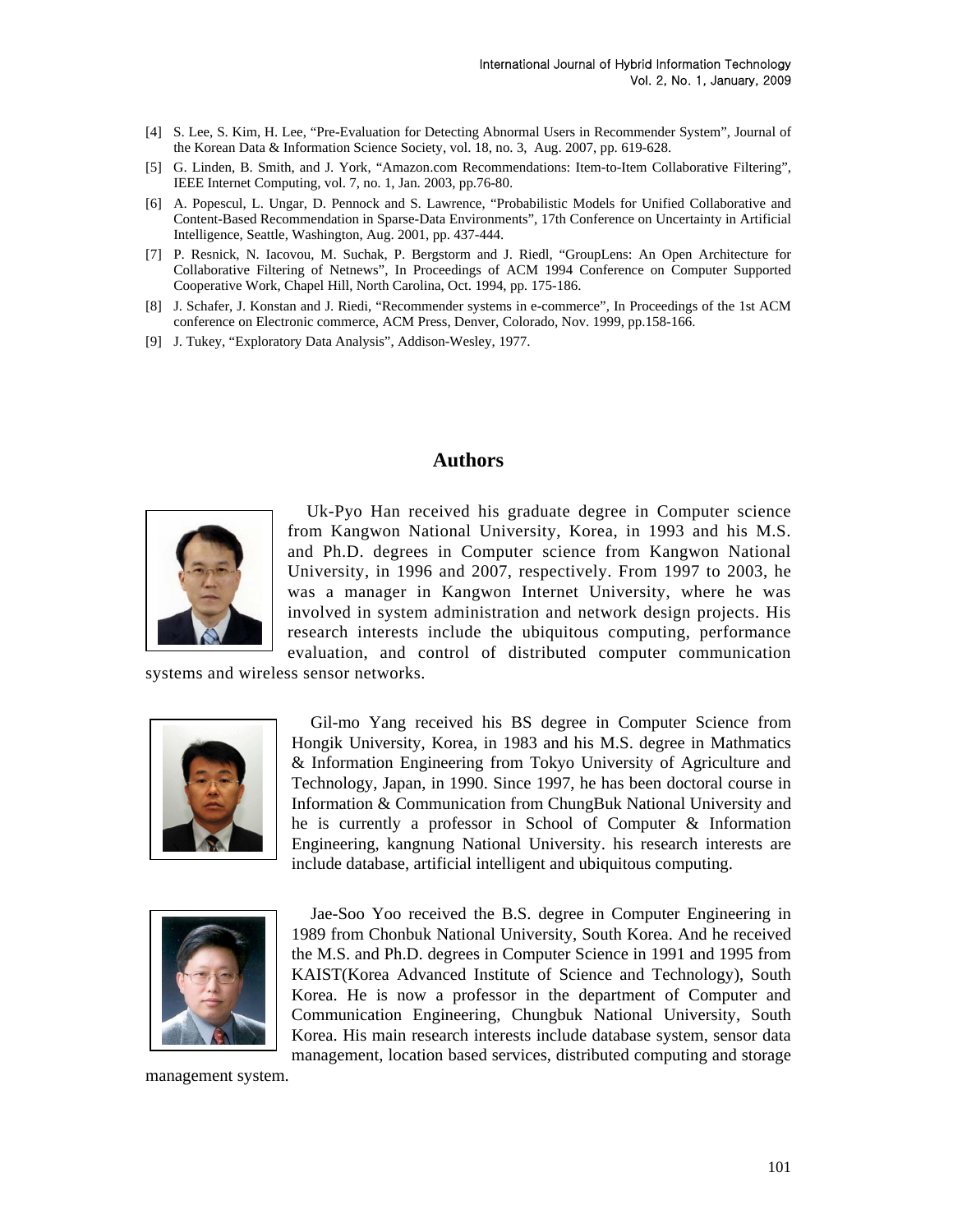[4] S. Lee, S. Kim, H. Lee, "Pre-Evaluation for Detecting Abnormal Users in Recommender System", Journal of the Korean Data & Information Science Society, vol. 18, no. 3, Aug. 2007, pp. 619-628.

[5] G. Linden, B. Smith, and J. York, "Amazon.com Recommendations: Item-to-Item Collaborative Filtering", IEEE Internet Computing, vol. 7, no. 1, Jan. 2003, pp.76-80.

[6] A. Popescul, L. Ungar, D. Pennock and S. Lawrence, "Probabilistic Models for Unified Collaborative and Content-Based Recommendation in Sparse-Data Environments", 17th Conference on Uncertainty in Artificial Intelligence, Seattle, Washington, Aug. 2001, pp. 437-444.

[7] P. Resnick, N. Iacovou, M. Suchak, P. Bergstorm and J. Riedl, "GroupLens: An Open Architecture for Collaborative Filtering of Netnews", In Proceedings of ACM 1994 Conference on Computer Supported Cooperative Work, Chapel Hill, North Carolina, Oct. 1994, pp. 175-186.

[8] J. Schafer, J. Konstan and J. Riedi, "Recommender systems in e-commerce", In Proceedings of the 1st ACM conference on Electronic commerce, ACM Press, Denver, Colorado, Nov. 1999, pp.158-166.

[9] J. Tukey, "Exploratory Data Analysis", Addison-Wesley, 1977.

## Authors

Uk-Pyo Han received his graduate degree in Computer science from Kangwon National University, Korea, in 1993 and his M.S. and Ph.D. degrees in Computer science from Kangwon National University, in 1996 and 2007, respectively. From 1997 to 2003, he was a manager in Kangwon Internet University, where he was involved in system administration and network design projects. His research interests include the ubiquitous computing, performance evaluation, and control of distributed computer communication systems and wireless sensor networks.

Gil-mo Yang received his BS degree in Computer Science from Hongik University, Korea, in 1983 and his M.S. degree in Mathmatics & Information Engineering from Tokyo University of Agriculture and Technology, Japan, in 1990. Since 1997, he has been doctoral course in Information & Communication from ChungBuk National University and he is currently a professor in School of Computer & Information Engineering, kangnung National University. his research interests are include database, artificial intelligent and ubiquitous computing.

Jae-Soo Yoo received the B.S. degree in Computer Engineering in 1989 from Chonbuk National University, South Korea. And he received the M.S. and Ph.D. degrees in Computer Science in 1991 and 1995 from KAIST(Korea Advanced Institute of Science and Technology), South Korea. He is now a professor in the department of Computer and Communication Engineering, Chungbuk National University, South Korea. His main research interests include database system, sensor data management, location based services, distributed computing and storage management system.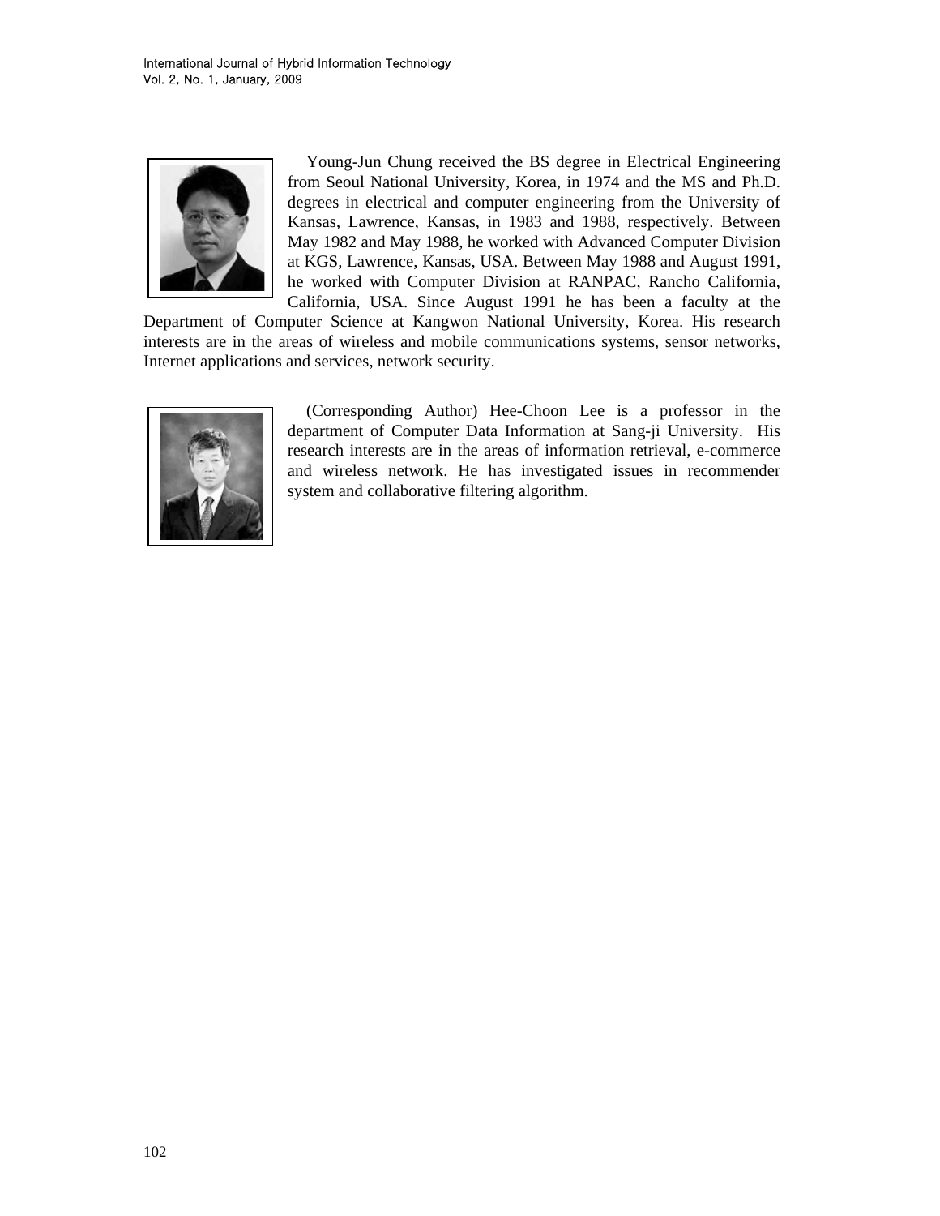Young-Jun Chung received the BS degree in Electrical Engineering from Seoul National University, Korea, in 1974 and the MS and Ph.D. degrees in electrical and computer engineering from the University of Kansas, Lawrence, Kansas, in 1983 and 1988, respectively. Between May 1982 and May 1988, he worked with Advanced Computer Division at KGS, Lawrence, Kansas, USA. Between May 1988 and August 1991, he worked with Computer Division at RANPAC, Rancho California, California, USA. Since August 1991 he has been a faculty at the Department of Computer Science at Kangwon National University, Korea. His research interests are in the areas of wireless and mobile communications systems, sensor networks, Internet applications and services, network security.

(Corresponding Author) Hee-Choon Lee is a professor in the department of Computer Data Information at Sang-ji University. His research interests are in the areas of information retrieval, e-commerce and wireless network. He has investigated issues in recommender system and collaborative filtering algorithm.